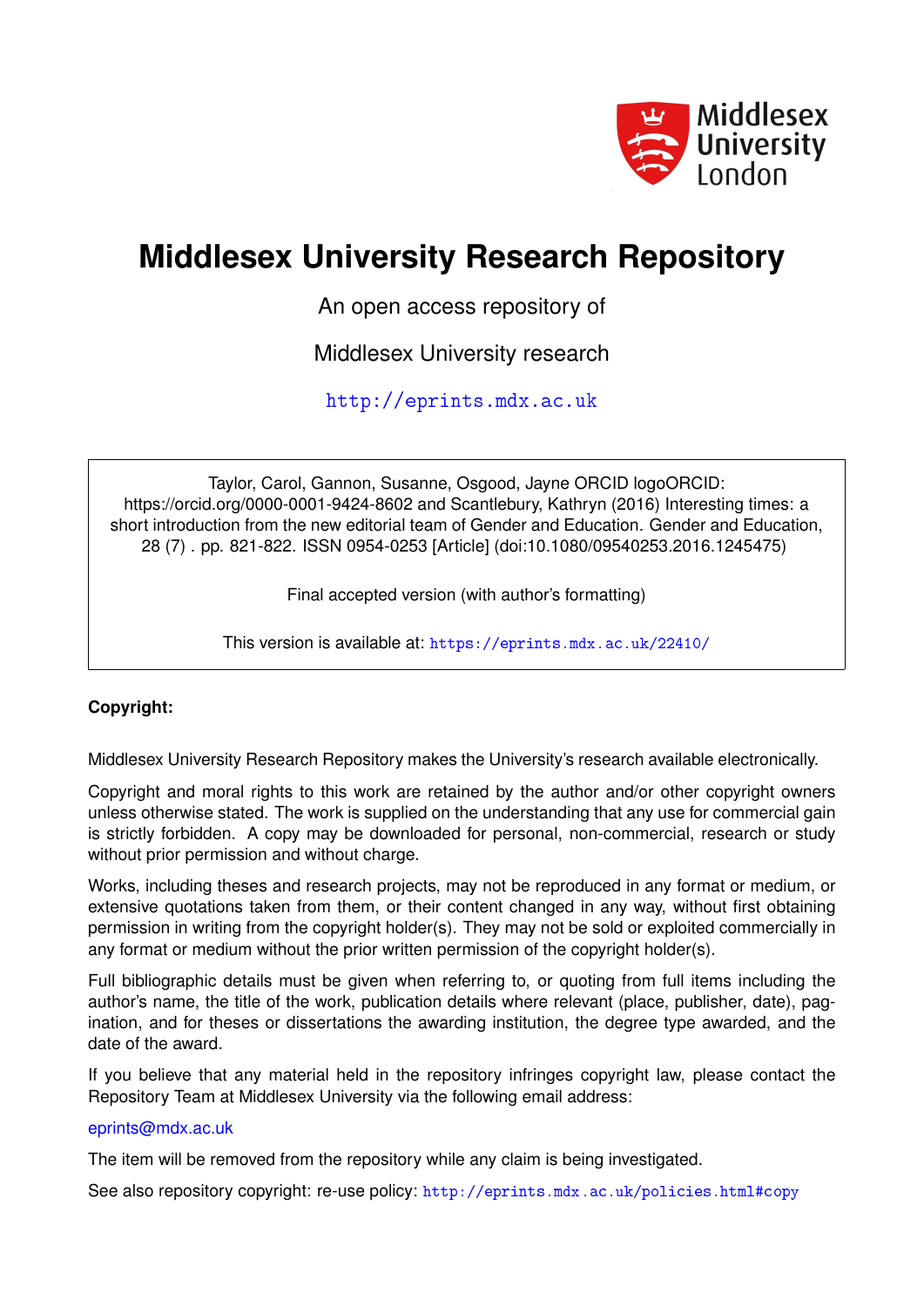# Middlesex University Research Repository

An open access repository of

Middlesex University research

http://eprints.mdx.ac.uk

Taylor, Carol, Gannon, Susanne, Osgood, Jayne ORCID logoORCID: https://orcid.org/0000-0001-9424-8602 and Scantlebury, Kathryn (2016) Interesting times: a short introduction from the new editorial team of Gender and Education. Gender and Education, 28 (7) . pp. 821-822. ISSN 0954-0253 [Article] (doi:10.1080/09540253.2016.1245475)

Final accepted version (with author's formatting)

This version is available at: https://eprints.mdx.ac.uk/22410/

**Copyright:**

Middlesex University Research Repository makes the University's research available electronically.

Copyright and moral rights to this work are retained by the author and/or other copyright owners unless otherwise stated. The work is supplied on the understanding that any use for commercial gain is strictly forbidden. A copy may be downloaded for personal, non-commercial, research or study without prior permission and without charge.

Works, including theses and research projects, may not be reproduced in any format or medium, or extensive quotations taken from them, or their content changed in any way, without first obtaining permission in writing from the copyright holder(s). They may not be sold or exploited commercially in any format or medium without the prior written permission of the copyright holder(s).

Full bibliographic details must be given when referring to, or quoting from full items including the author's name, the title of the work, publication details where relevant (place, publisher, date), pagination, and for theses or dissertations the awarding institution, the degree type awarded, and the date of the award.

If you believe that any material held in the repository infringes copyright law, please contact the Repository Team at Middlesex University via the following email address:

eprints@mdx.ac.uk

The item will be removed from the repository while any claim is being investigated.

See also repository copyright: re-use policy: http://eprints.mdx.ac.uk/policies.html#copy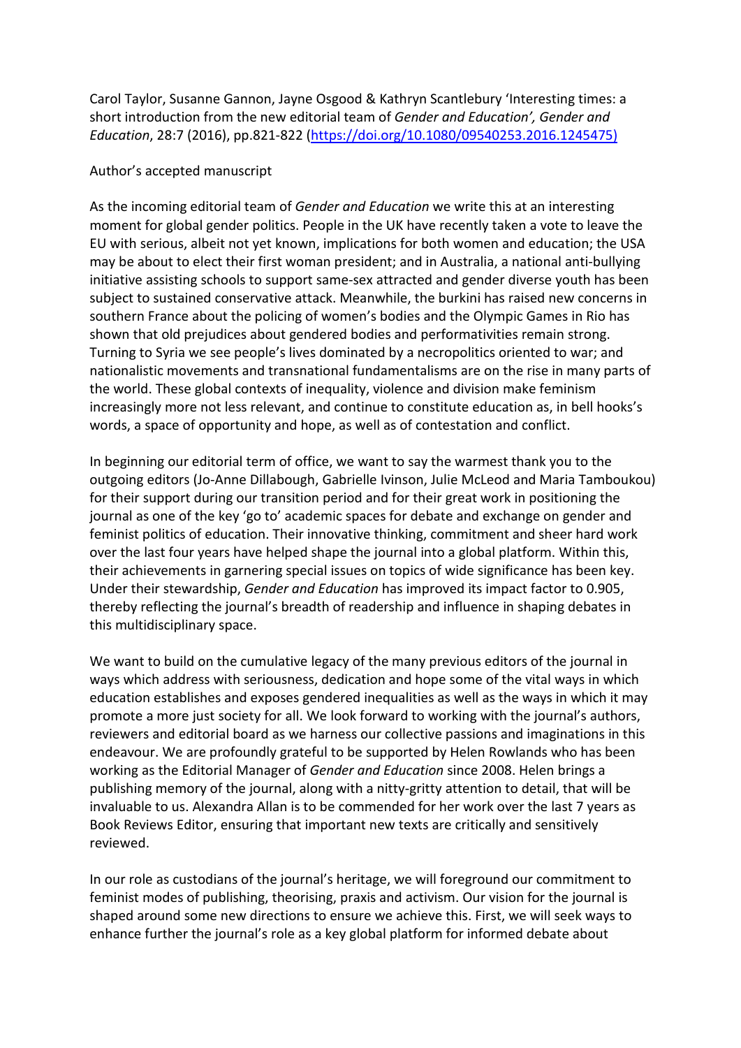Carol Taylor, Susanne Gannon, Jayne Osgood & Kathryn Scantlebury 'Interesting times: a short introduction from the new editorial team of *Gender and Education*', *Gender and Education*, 28:7 (2016), pp.821-822 (https://doi.org/10.1080/09540253.2016.1245475)

Author's accepted manuscript

As the incoming editorial team of *Gender and Education* we write this at an interesting moment for global gender politics. People in the UK have recently taken a vote to leave the EU with serious, albeit not yet known, implications for both women and education; the USA may be about to elect their first woman president; and in Australia, a national anti-bullying initiative assisting schools to support same-sex attracted and gender diverse youth has been subject to sustained conservative attack. Meanwhile, the burkini has raised new concerns in southern France about the policing of women's bodies and the Olympic Games in Rio has shown that old prejudices about gendered bodies and performativities remain strong. Turning to Syria we see people's lives dominated by a necropolitics oriented to war; and nationalistic movements and transnational fundamentalisms are on the rise in many parts of the world. These global contexts of inequality, violence and division make feminism increasingly more not less relevant, and continue to constitute education as, in bell hooks's words, a space of opportunity and hope, as well as of contestation and conflict.

In beginning our editorial term of office, we want to say the warmest thank you to the outgoing editors (Jo-Anne Dillabough, Gabrielle Ivinson, Julie McLeod and Maria Tamboukou) for their support during our transition period and for their great work in positioning the journal as one of the key 'go to' academic spaces for debate and exchange on gender and feminist politics of education. Their innovative thinking, commitment and sheer hard work over the last four years have helped shape the journal into a global platform. Within this, their achievements in garnering special issues on topics of wide significance has been key. Under their stewardship, *Gender and Education* has improved its impact factor to 0.905, thereby reflecting the journal's breadth of readership and influence in shaping debates in this multidisciplinary space.

We want to build on the cumulative legacy of the many previous editors of the journal in ways which address with seriousness, dedication and hope some of the vital ways in which education establishes and exposes gendered inequalities as well as the ways in which it may promote a more just society for all. We look forward to working with the journal's authors, reviewers and editorial board as we harness our collective passions and imaginations in this endeavour. We are profoundly grateful to be supported by Helen Rowlands who has been working as the Editorial Manager of *Gender and Education* since 2008. Helen brings a publishing memory of the journal, along with a nitty-gritty attention to detail, that will be invaluable to us. Alexandra Allan is to be commended for her work over the last 7 years as Book Reviews Editor, ensuring that important new texts are critically and sensitively reviewed.

In our role as custodians of the journal's heritage, we will foreground our commitment to feminist modes of publishing, theorising, praxis and activism. Our vision for the journal is shaped around some new directions to ensure we achieve this. First, we will seek ways to enhance further the journal's role as a key global platform for informed debate about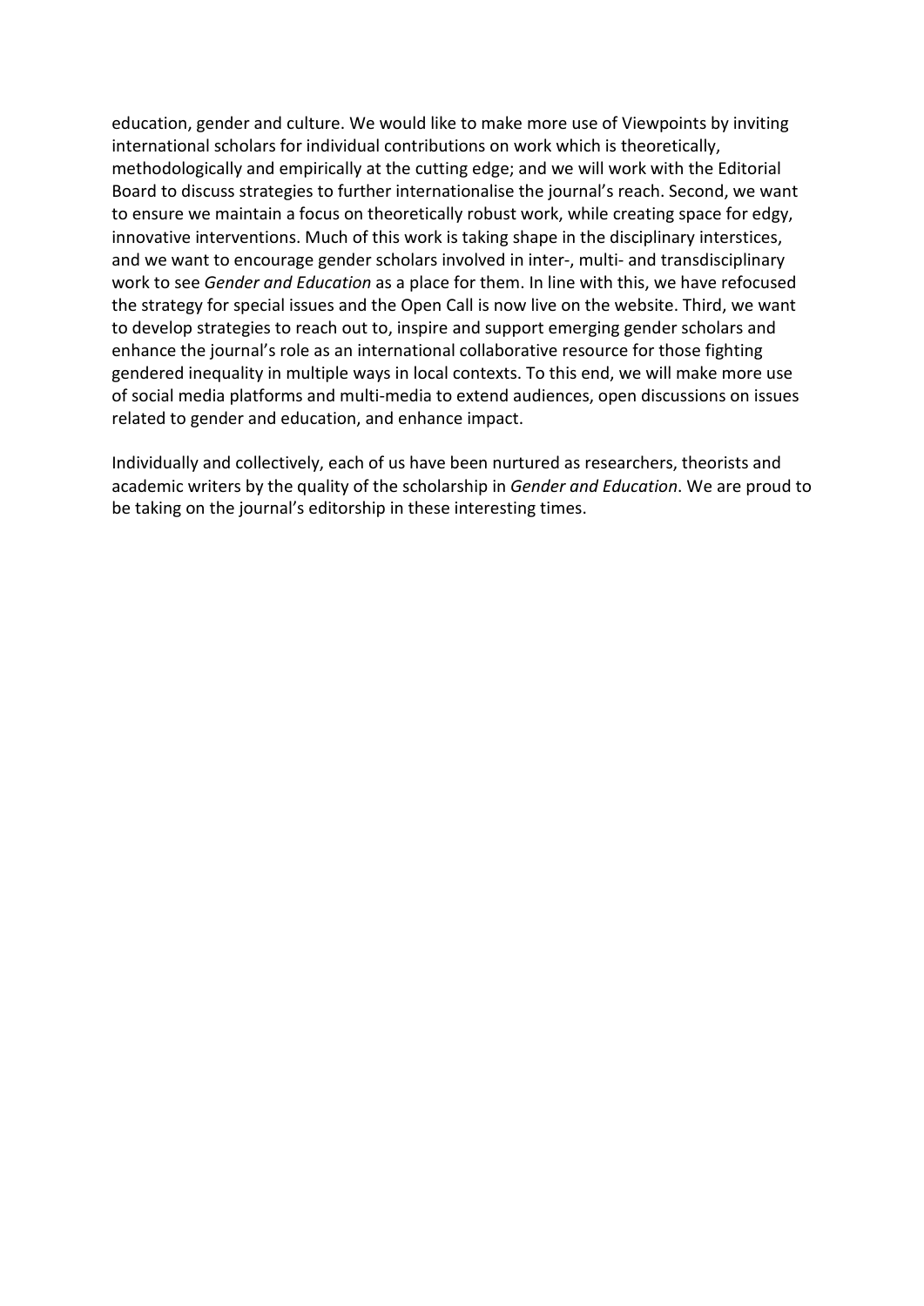education, gender and culture. We would like to make more use of Viewpoints by inviting international scholars for individual contributions on work which is theoretically, methodologically and empirically at the cutting edge; and we will work with the Editorial Board to discuss strategies to further internationalise the journal's reach. Second, we want to ensure we maintain a focus on theoretically robust work, while creating space for edgy, innovative interventions. Much of this work is taking shape in the disciplinary interstices, and we want to encourage gender scholars involved in inter-, multi- and transdisciplinary work to see *Gender and Education* as a place for them. In line with this, we have refocused the strategy for special issues and the Open Call is now live on the website. Third, we want to develop strategies to reach out to, inspire and support emerging gender scholars and enhance the journal's role as an international collaborative resource for those fighting gendered inequality in multiple ways in local contexts. To this end, we will make more use of social media platforms and multi-media to extend audiences, open discussions on issues related to gender and education, and enhance impact.

Individually and collectively, each of us have been nurtured as researchers, theorists and academic writers by the quality of the scholarship in *Gender and Education*. We are proud to be taking on the journal's editorship in these interesting times.